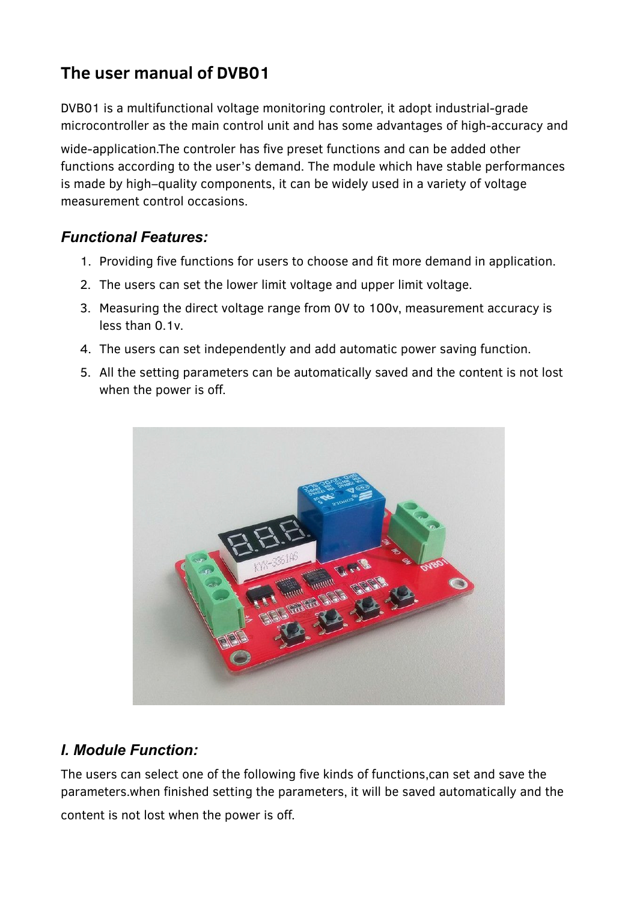# The user manual of DVB01

DVB01 is a multifunctional voltage monitoring controler, it adopt industrial-grade microcontroller as the main control unit and has some advantages of high-accuracy and wide-application.The controler has five preset functions and can be added other functions according to the user's demand. The module which have stable performances is made by high–quality components, it can be widely used in a variety of voltage measurement control occasions.

## *Functional Features:*

1. Providing five functions for users to choose and fit more demand in application.
2. The users can set the lower limit voltage and upper limit voltage.
3. Measuring the direct voltage range from 0V to 100v, measurement accuracy is less than 0.1v.
4. The users can set independently and add automatic power saving function.
5. All the setting parameters can be automatically saved and the content is not lost when the power is off.

## *I. Module Function:*

The users can select one of the following five kinds of functions,can set and save the parameters.when finished setting the parameters, it will be saved automatically and the content is not lost when the power is off.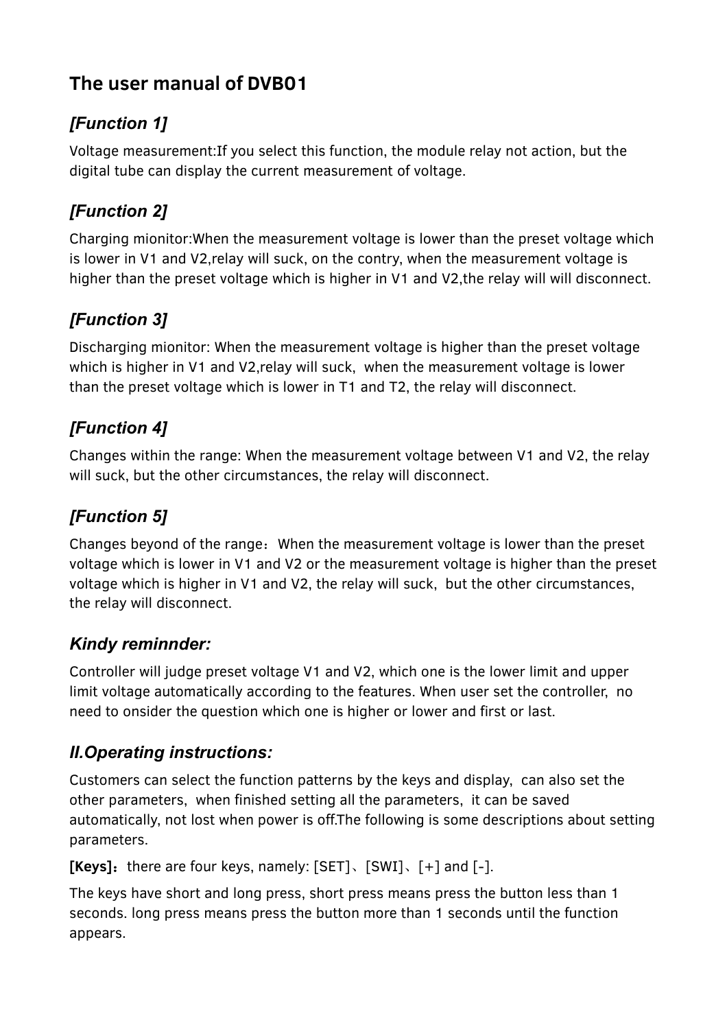# The user manual of DVB01

## *[Function 1]*

Voltage measurement:If you select this function, the module relay not action, but the digital tube can display the current measurement of voltage.

## *[Function 2]*

Charging mionitor:When the measurement voltage is lower than the preset voltage which is lower in V1 and V2,relay will suck, on the contry, when the measurement voltage is higher than the preset voltage which is higher in V1 and V2,the relay will will disconnect.

## *[Function 3]*

Discharging mionitor: When the measurement voltage is higher than the preset voltage which is higher in V1 and V2,relay will suck, when the measurement voltage is lower than the preset voltage which is lower in T1 and T2, the relay will disconnect.

## *[Function 4]*

Changes within the range: When the measurement voltage between V1 and V2, the relay will suck, but the other circumstances, the relay will disconnect.

## *[Function 5]*

Changes beyond of the range：When the measurement voltage is lower than the preset voltage which is lower in V1 and V2 or the measurement voltage is higher than the preset voltage which is higher in V1 and V2, the relay will suck, but the other circumstances, the relay will disconnect.

### *Kindy reminnder:*

Controller will judge preset voltage V1 and V2, which one is the lower limit and upper limit voltage automatically according to the features. When user set the controller, no need to onsider the question which one is higher or lower and first or last.

### *II.Operating instructions:*

Customers can select the function patterns by the keys and display, can also set the other parameters, when finished setting all the parameters, it can be saved automatically, not lost when power is off.The following is some descriptions about setting parameters.

**[Keys]**：there are four keys, namely: [SET]、[SWI]、[+] and [-].

The keys have short and long press, short press means press the button less than 1 seconds. long press means press the button more than 1 seconds until the function appears.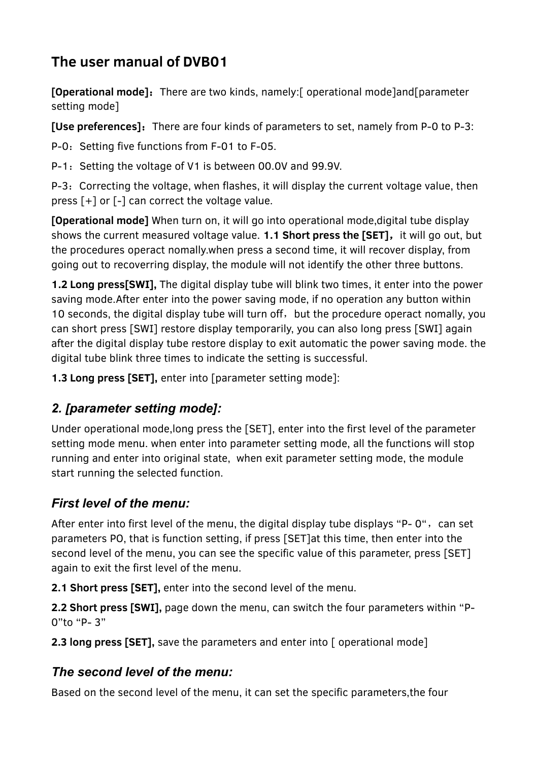## The user manual of DVB01

**[Operational mode]**：There are two kinds, namely:[ operational mode]and[parameter setting mode]

**[Use preferences]**：There are four kinds of parameters to set, namely from P-0 to P-3:

P-0：Setting five functions from F-01 to F-05.

P-1：Setting the voltage of V1 is between 00.0V and 99.9V.

P-3：Correcting the voltage, when flashes, it will display the current voltage value, then press [+] or [-] can correct the voltage value.

**[Operational mode]** When turn on, it will go into operational mode,digital tube display shows the current measured voltage value. **1.1 Short press the [SET]，** it will go out, but the procedures operact nomally.when press a second time, it will recover display, from going out to recoverring display, the module will not identify the other three buttons.

**1.2 Long press[SWI],** The digital display tube will blink two times, it enter into the power saving mode.After enter into the power saving mode, if no operation any button within 10 seconds, the digital display tube will turn off，but the procedure operact nomally, you can short press [SWI] restore display temporarily, you can also long press [SWI] again after the digital display tube restore display to exit automatic the power saving mode. the digital tube blink three times to indicate the setting is successful.

**1.3 Long press [SET],** enter into [parameter setting mode]:

### *2. [parameter setting mode]:*

Under operational mode,long press the [SET], enter into the first level of the parameter setting mode menu. when enter into parameter setting mode, all the functions will stop running and enter into original state, when exit parameter setting mode, the module start running the selected function.

### *First level of the menu:*

After enter into first level of the menu, the digital display tube displays “P- 0“，can set parameters PO, that is function setting, if press [SET]at this time, then enter into the second level of the menu, you can see the specific value of this parameter, press [SET] again to exit the first level of the menu.

**2.1 Short press [SET],** enter into the second level of the menu.

**2.2 Short press [SWI],** page down the menu, can switch the four parameters within “P-0”to “P- 3”

**2.3 long press [SET],** save the parameters and enter into [ operational mode]

### *The second level of the menu:*

Based on the second level of the menu, it can set the specific parameters,the four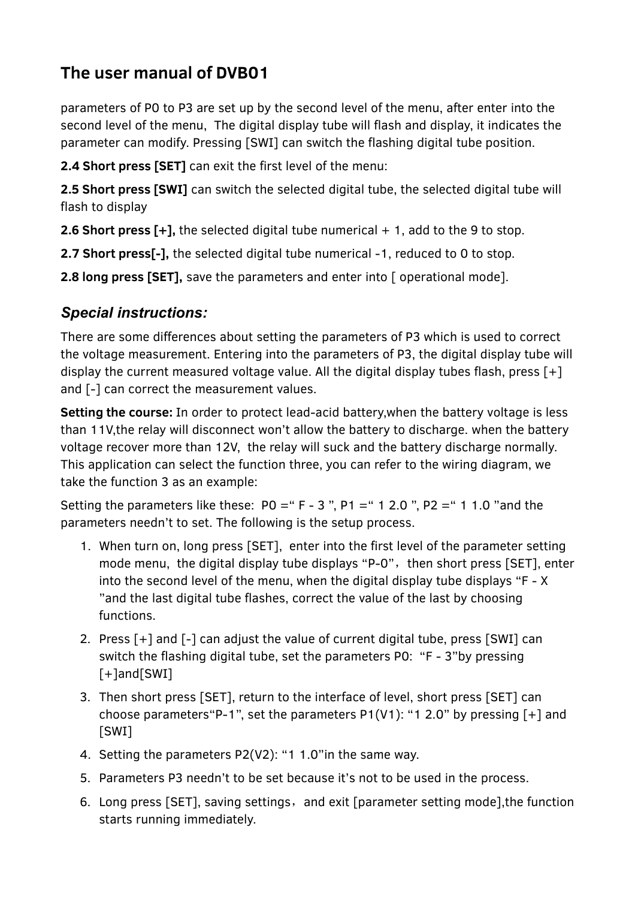## The user manual of DVB01

parameters of P0 to P3 are set up by the second level of the menu, after enter into the second level of the menu, The digital display tube will flash and display, it indicates the parameter can modify. Pressing [SWI] can switch the flashing digital tube position.

**2.4 Short press [SET]** can exit the first level of the menu:

**2.5 Short press [SWI]** can switch the selected digital tube, the selected digital tube will flash to display

**2.6 Short press [+],** the selected digital tube numerical + 1, add to the 9 to stop.

**2.7 Short press[-],** the selected digital tube numerical -1, reduced to 0 to stop.

**2.8 long press [SET],** save the parameters and enter into [ operational mode].

### *Special instructions:*

There are some differences about setting the parameters of P3 which is used to correct the voltage measurement. Entering into the parameters of P3, the digital display tube will display the current measured voltage value. All the digital display tubes flash, press [+] and [-] can correct the measurement values.

**Setting the course:** In order to protect lead-acid battery,when the battery voltage is less than 11V,the relay will disconnect won't allow the battery to discharge. when the battery voltage recover more than 12V, the relay will suck and the battery discharge normally. This application can select the function three, you can refer to the wiring diagram, we take the function 3 as an example:

Setting the parameters like these: P0 =" F - 3 ", P1 =" 1 2.0 ", P2 =" 1 1.0 "and the parameters needn't to set. The following is the setup process.

1. When turn on, long press [SET], enter into the first level of the parameter setting mode menu, the digital display tube displays "P-0", then short press [SET], enter into the second level of the menu, when the digital display tube displays "F - X "and the last digital tube flashes, correct the value of the last by choosing functions.
2. Press [+] and [-] can adjust the value of current digital tube, press [SWI] can switch the flashing digital tube, set the parameters P0: "F - 3"by pressing [+]and[SWI]
3. Then short press [SET], return to the interface of level, short press [SET] can choose parameters"P-1", set the parameters P1(V1): "1 2.0" by pressing [+] and [SWI]
4. Setting the parameters P2(V2): "1 1.0"in the same way.
5. Parameters P3 needn't to be set because it's not to be used in the process.
6. Long press [SET], saving settings, and exit [parameter setting mode],the function starts running immediately.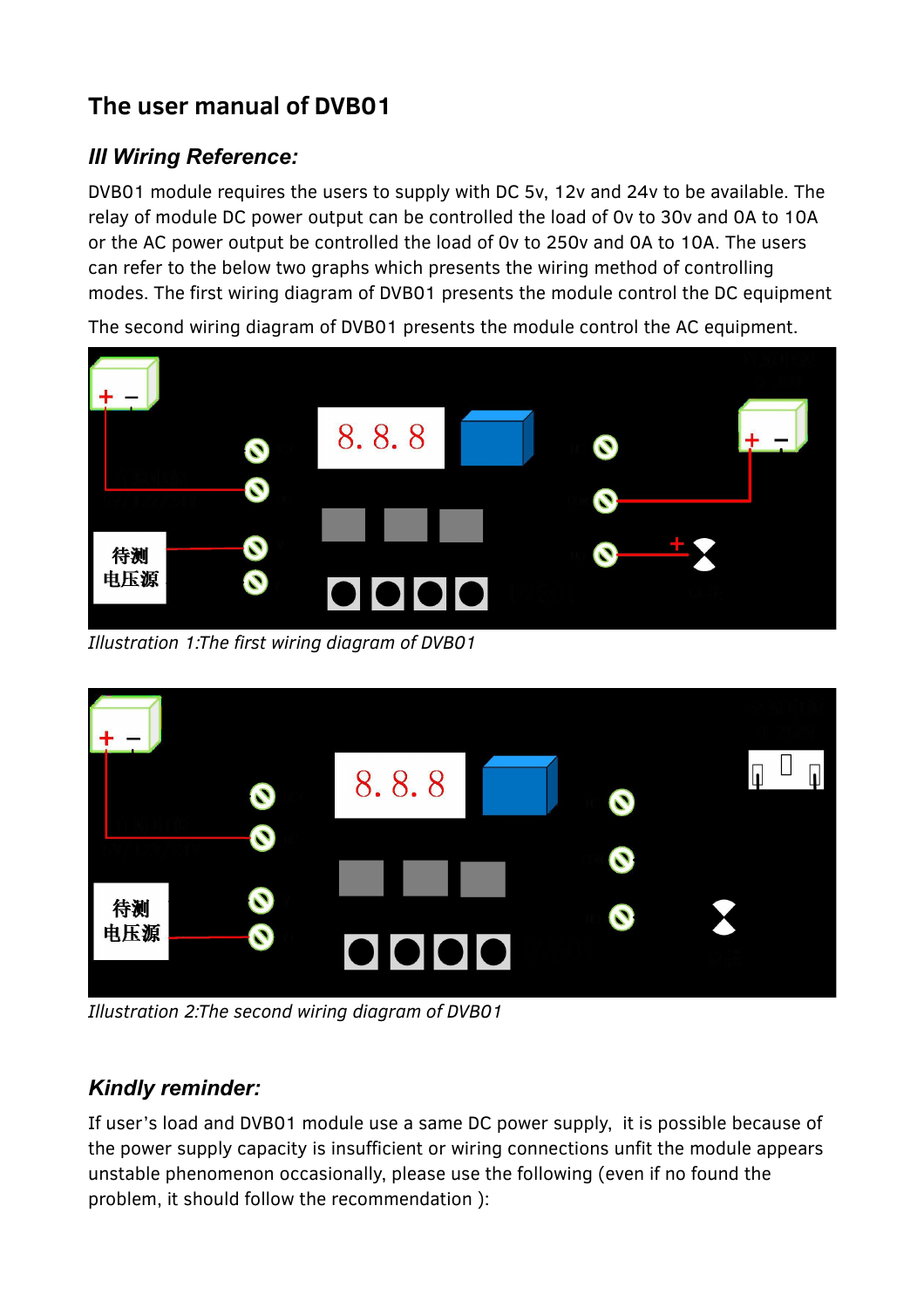## The user manual of DVB01

### III Wiring Reference:

DVB01 module requires the users to supply with DC 5v, 12v and 24v to be available. The relay of module DC power output can be controlled the load of 0v to 30v and 0A to 10A or the AC power output be controlled the load of 0v to 250v and 0A to 10A. The users can refer to the below two graphs which presents the wiring method of controlling modes. The first wiring diagram of DVB01 presents the module control the DC equipment

The second wiring diagram of DVB01 presents the module control the AC equipment.

*Illustration 1:The first wiring diagram of DVB01*

*Illustration 2:The second wiring diagram of DVB01*

### Kindly reminder:

If user's load and DVB01 module use a same DC power supply, it is possible because of the power supply capacity is insufficient or wiring connections unfit the module appears unstable phenomenon occasionally, please use the following (even if no found the problem, it should follow the recommendation ):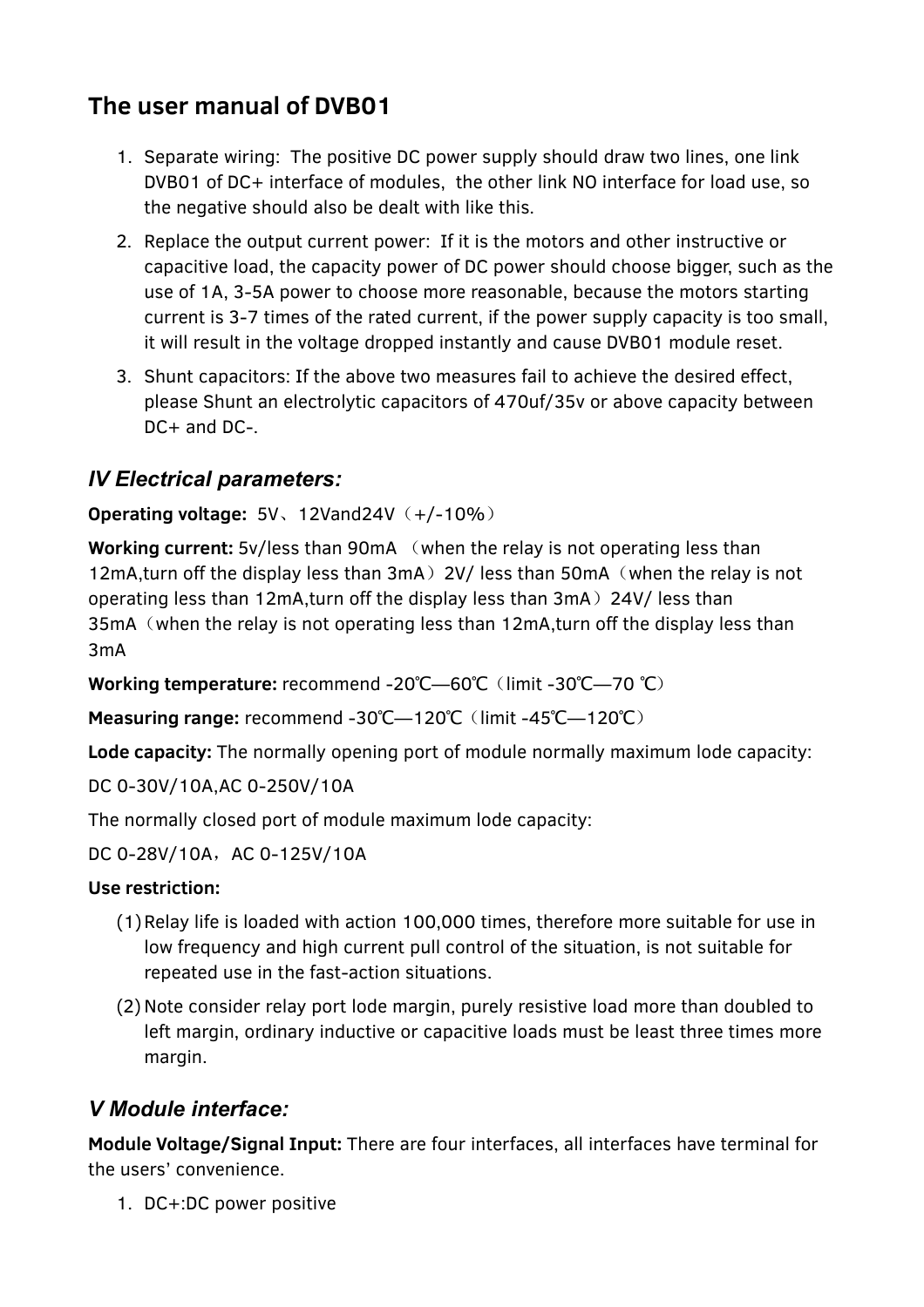## The user manual of DVB01

1. Separate wiring: The positive DC power supply should draw two lines, one link DVB01 of DC+ interface of modules, the other link NO interface for load use, so the negative should also be dealt with like this.
2. Replace the output current power: If it is the motors and other instructive or capacitive load, the capacity power of DC power should choose bigger, such as the use of 1A, 3-5A power to choose more reasonable, because the motors starting current is 3-7 times of the rated current, if the power supply capacity is too small, it will result in the voltage dropped instantly and cause DVB01 module reset.
3. Shunt capacitors: If the above two measures fail to achieve the desired effect, please Shunt an electrolytic capacitors of 470uf/35v or above capacity between DC+ and DC-.

### *IV Electrical parameters:*

**Operating voltage:** 5V、12Vand24V（+/-10%）

**Working current:** 5v/less than 90mA （when the relay is not operating less than 12mA,turn off the display less than 3mA）2V/ less than 50mA（when the relay is not operating less than 12mA,turn off the display less than 3mA）24V/ less than 35mA（when the relay is not operating less than 12mA,turn off the display less than 3mA

**Working temperature:** recommend -20℃—60℃（limit -30℃—70 ℃）

**Measuring range:** recommend -30℃—120℃（limit -45℃—120℃）

**Lode capacity:** The normally opening port of module normally maximum lode capacity:

DC 0-30V/10A,AC 0-250V/10A

The normally closed port of module maximum lode capacity:

DC 0-28V/10A，AC 0-125V/10A

**Use restriction:**

(1) Relay life is loaded with action 100,000 times, therefore more suitable for use in low frequency and high current pull control of the situation, is not suitable for repeated use in the fast-action situations.

(2) Note consider relay port lode margin, purely resistive load more than doubled to left margin, ordinary inductive or capacitive loads must be least three times more margin.

### *V Module interface:*

**Module Voltage/Signal Input:** There are four interfaces, all interfaces have terminal for the users' convenience.

1. DC+:DC power positive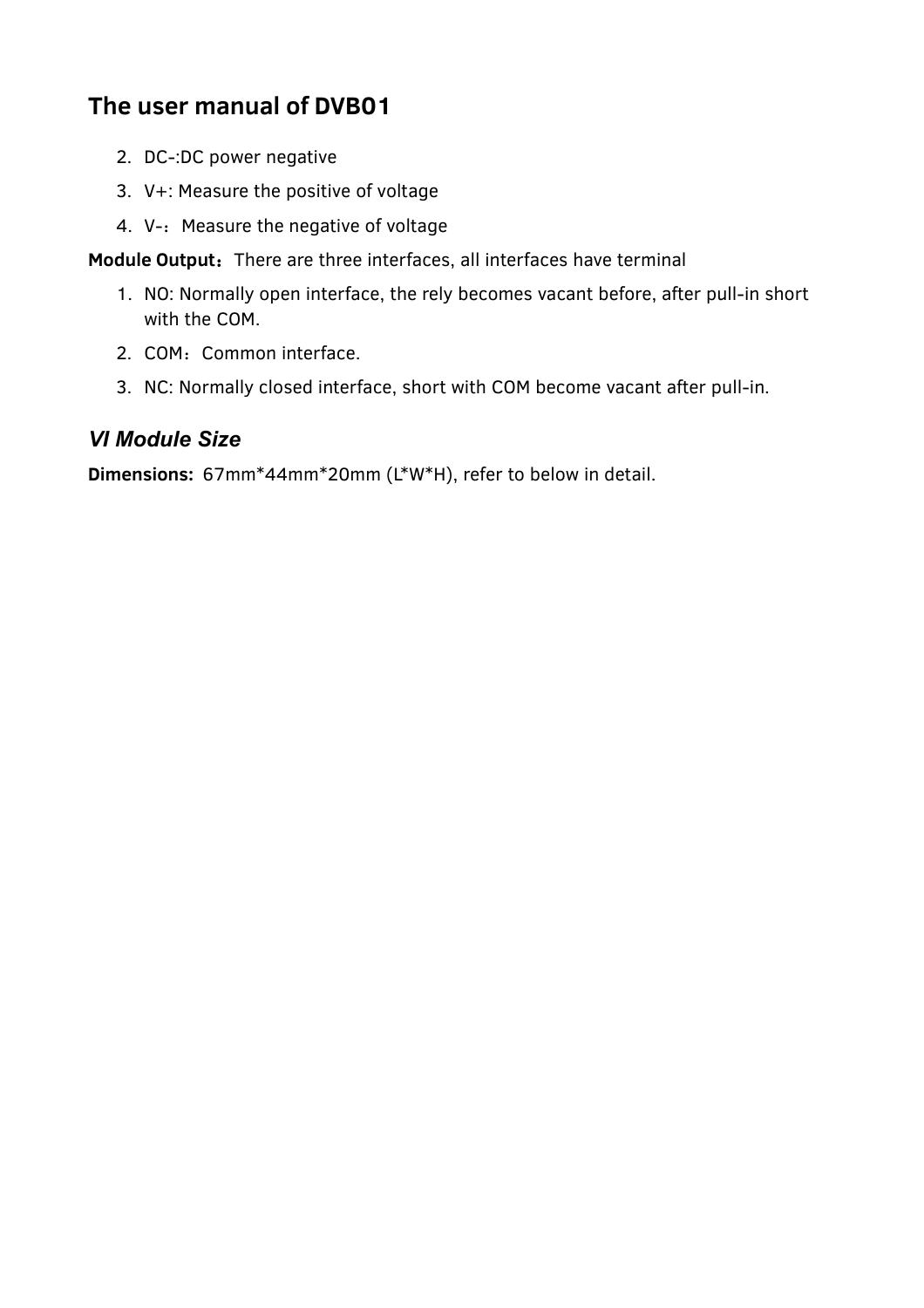2. DC-:DC power negative
3. V+: Measure the positive of voltage
4. V-：Measure the negative of voltage

**Module Output**：There are three interfaces, all interfaces have terminal

1. NO: Normally open interface, the rely becomes vacant before, after pull-in short with the COM.
2. COM：Common interface.
3. NC: Normally closed interface, short with COM become vacant after pull-in.

## *VI Module Size*

**Dimensions:** 67mm*44mm*20mm (L*W*H), refer to below in detail.